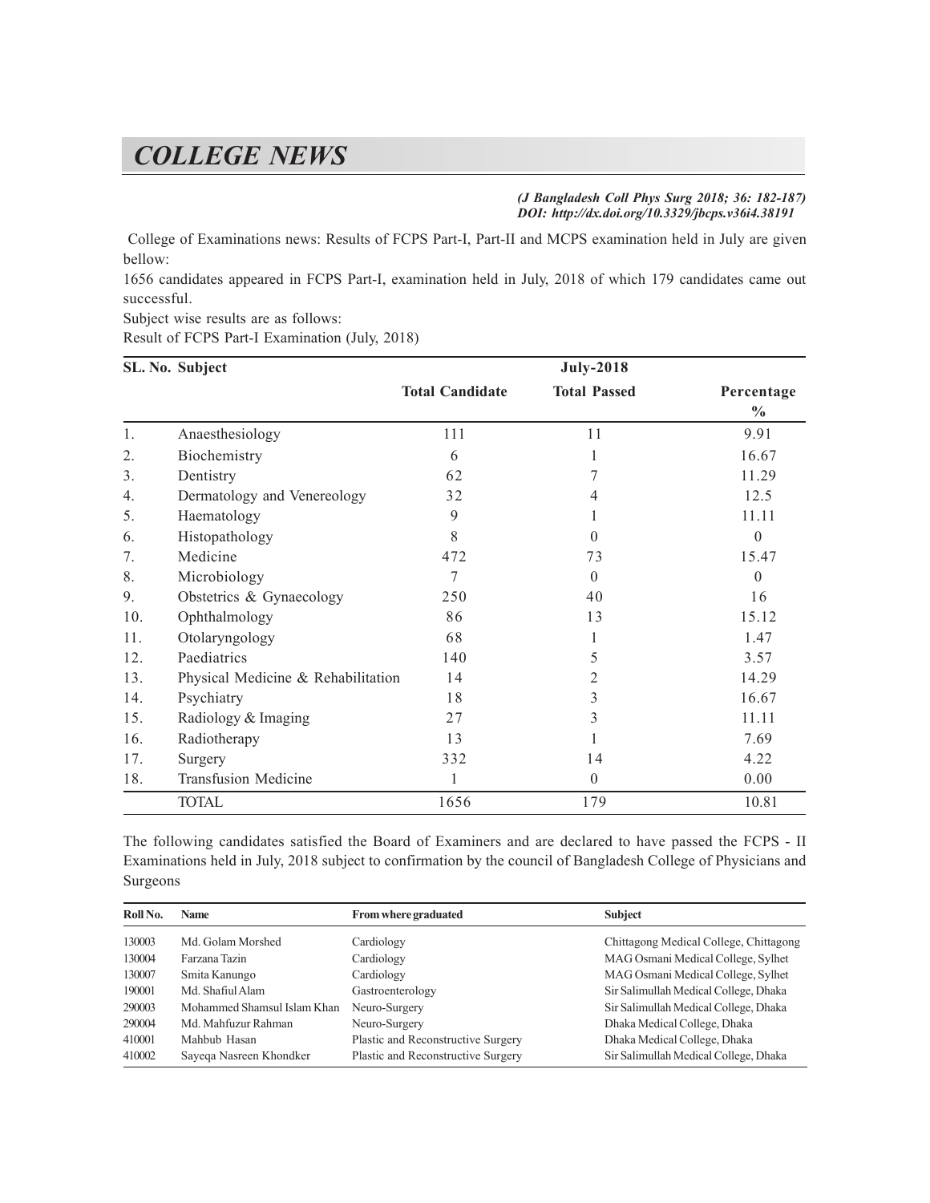# COLLEGE NEWS

*(J Bangladesh Coll Phys Surg 2018; 36: 182-187)*
*DOI: http://dx.doi.org/10.3329/jbcps.v36i4.38191*

College of Examinations news: Results of FCPS Part-I, Part-II and MCPS examination held in July are given bellow:

1656 candidates appeared in FCPS Part-I, examination held in July, 2018 of which 179 candidates came out successful.

Subject wise results are as follows:

Result of FCPS Part-I Examination (July, 2018)

| SL. No. | Subject | July-2018 | | |
|---|---|---|---|---|
| | | Total Candidate | Total Passed | Percentage % |
| 1. | Anaesthesiology | 111 | 11 | 9.91 |
| 2. | Biochemistry | 6 | 1 | 16.67 |
| 3. | Dentistry | 62 | 7 | 11.29 |
| 4. | Dermatology and Venereology | 32 | 4 | 12.5 |
| 5. | Haematology | 9 | 1 | 11.11 |
| 6. | Histopathology | 8 | 0 | 0 |
| 7. | Medicine | 472 | 73 | 15.47 |
| 8. | Microbiology | 7 | 0 | 0 |
| 9. | Obstetrics & Gynaecology | 250 | 40 | 16 |
| 10. | Ophthalmology | 86 | 13 | 15.12 |
| 11. | Otolaryngology | 68 | 1 | 1.47 |
| 12. | Paediatrics | 140 | 5 | 3.57 |
| 13. | Physical Medicine & Rehabilitation | 14 | 2 | 14.29 |
| 14. | Psychiatry | 18 | 3 | 16.67 |
| 15. | Radiology & Imaging | 27 | 3 | 11.11 |
| 16. | Radiotherapy | 13 | 1 | 7.69 |
| 17. | Surgery | 332 | 14 | 4.22 |
| 18. | Transfusion Medicine | 1 | 0 | 0.00 |
| | TOTAL | 1656 | 179 | 10.81 |

The following candidates satisfied the Board of Examiners and are declared to have passed the FCPS - II Examinations held in July, 2018 subject to confirmation by the council of Bangladesh College of Physicians and Surgeons

| Roll No. | Name | From where graduated | Subject |
|---|---|---|---|
| 130003 | Md. Golam Morshed | Cardiology | Chittagong Medical College, Chittagong |
| 130004 | Farzana Tazin | Cardiology | MAG Osmani Medical College, Sylhet |
| 130007 | Smita Kanungo | Cardiology | MAG Osmani Medical College, Sylhet |
| 190001 | Md. Shafiul Alam | Gastroenterology | Sir Salimullah Medical College, Dhaka |
| 290003 | Mohammed Shamsul Islam Khan | Neuro-Surgery | Sir Salimullah Medical College, Dhaka |
| 290004 | Md. Mahfuzur Rahman | Neuro-Surgery | Dhaka Medical College, Dhaka |
| 410001 | Mahbub Hasan | Plastic and Reconstructive Surgery | Dhaka Medical College, Dhaka |
| 410002 | Sayeqa Nasreen Khondker | Plastic and Reconstructive Surgery | Sir Salimullah Medical College, Dhaka |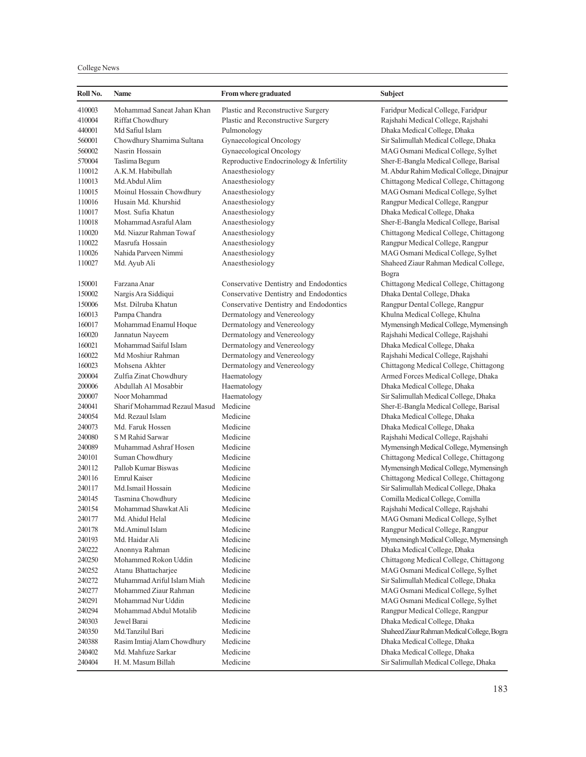| Roll No. | Name | From where graduated | Subject |
|---|---|---|---|
| 410003 | Mohammad Saneat Jahan Khan | Plastic and Reconstructive Surgery | Faridpur Medical College, Faridpur |
| 410004 | Riffat Chowdhury | Plastic and Reconstructive Surgery | Rajshahi Medical College, Rajshahi |
| 440001 | Md Safiul Islam | Pulmonology | Dhaka Medical College, Dhaka |
| 560001 | Chowdhury Shamima Sultana | Gynaecological Oncology | Sir Salimullah Medical College, Dhaka |
| 560002 | Nasrin Hossain | Gynaecological Oncology | MAG Osmani Medical College, Sylhet |
| 570004 | Taslima Begum | Reproductive Endocrinology & Infertility | Sher-E-Bangla Medical College, Barisal |
| 110012 | A.K.M. Habibullah | Anaesthesiology | M. Abdur Rahim Medical College, Dinajpur |
| 110013 | Md.Abdul Alim | Anaesthesiology | Chittagong Medical College, Chittagong |
| 110015 | Moinul Hossain Chowdhury | Anaesthesiology | MAG Osmani Medical College, Sylhet |
| 110016 | Husain Md. Khurshid | Anaesthesiology | Rangpur Medical College, Rangpur |
| 110017 | Most. Sufia Khatun | Anaesthesiology | Dhaka Medical College, Dhaka |
| 110018 | Mohammad Asraful Alam | Anaesthesiology | Sher-E-Bangla Medical College, Barisal |
| 110020 | Md. Niazur Rahman Towaf | Anaesthesiology | Chittagong Medical College, Chittagong |
| 110022 | Masrufa Hossain | Anaesthesiology | Rangpur Medical College, Rangpur |
| 110026 | Nahida Parveen Nimmi | Anaesthesiology | MAG Osmani Medical College, Sylhet |
| 110027 | Md. Ayub Ali | Anaesthesiology | Shaheed Ziaur Rahman Medical College, Bogra |
| 150001 | Farzana Anar | Conservative Dentistry and Endodontics | Chittagong Medical College, Chittagong |
| 150002 | Nargis Ara Siddiqui | Conservative Dentistry and Endodontics | Dhaka Dental College, Dhaka |
| 150006 | Mst. Dilruba Khatun | Conservative Dentistry and Endodontics | Rangpur Dental College, Rangpur |
| 160013 | Pampa Chandra | Dermatology and Venereology | Khulna Medical College, Khulna |
| 160017 | Mohammad Enamul Hoque | Dermatology and Venereology | Mymensingh Medical College, Mymensingh |
| 160020 | Jannatun Nayeem | Dermatology and Venereology | Rajshahi Medical College, Rajshahi |
| 160021 | Mohammad Saiful Islam | Dermatology and Venereology | Dhaka Medical College, Dhaka |
| 160022 | Md Moshiur Rahman | Dermatology and Venereology | Rajshahi Medical College, Rajshahi |
| 160023 | Mohsena Akhter | Dermatology and Venereology | Chittagong Medical College, Chittagong |
| 200004 | Zulfia Zinat Chowdhury | Haematology | Armed Forces Medical College, Dhaka |
| 200006 | Abdullah Al Mosabbir | Haematology | Dhaka Medical College, Dhaka |
| 200007 | Noor Mohammad | Haematology | Sir Salimullah Medical College, Dhaka |
| 240041 | Sharif Mohammad Rezaul Masud | Medicine | Sher-E-Bangla Medical College, Barisal |
| 240054 | Md. Rezaul Islam | Medicine | Dhaka Medical College, Dhaka |
| 240073 | Md. Faruk Hossen | Medicine | Dhaka Medical College, Dhaka |
| 240080 | S M Rahid Sarwar | Medicine | Rajshahi Medical College, Rajshahi |
| 240089 | Muhammad Ashraf Hosen | Medicine | Mymensingh Medical College, Mymensingh |
| 240101 | Suman Chowdhury | Medicine | Chittagong Medical College, Chittagong |
| 240112 | Pallob Kumar Biswas | Medicine | Mymensingh Medical College, Mymensingh |
| 240116 | Emrul Kaiser | Medicine | Chittagong Medical College, Chittagong |
| 240117 | Md.Ismail Hossain | Medicine | Sir Salimullah Medical College, Dhaka |
| 240145 | Tasmina Chowdhury | Medicine | Comilla Medical College, Comilla |
| 240154 | Mohammad Shawkat Ali | Medicine | Rajshahi Medical College, Rajshahi |
| 240177 | Md. Ahidul Helal | Medicine | MAG Osmani Medical College, Sylhet |
| 240178 | Md.Aminul Islam | Medicine | Rangpur Medical College, Rangpur |
| 240193 | Md. Haidar Ali | Medicine | Mymensingh Medical College, Mymensingh |
| 240222 | Anonnya Rahman | Medicine | Dhaka Medical College, Dhaka |
| 240250 | Mohammed Rokon Uddin | Medicine | Chittagong Medical College, Chittagong |
| 240252 | Atanu Bhattacharjee | Medicine | MAG Osmani Medical College, Sylhet |
| 240272 | Muhammad Ariful Islam Miah | Medicine | Sir Salimullah Medical College, Dhaka |
| 240277 | Mohammed Ziaur Rahman | Medicine | MAG Osmani Medical College, Sylhet |
| 240291 | Mohammad Nur Uddin | Medicine | MAG Osmani Medical College, Sylhet |
| 240294 | Mohammad Abdul Motalib | Medicine | Rangpur Medical College, Rangpur |
| 240303 | Jewel Barai | Medicine | Dhaka Medical College, Dhaka |
| 240350 | Md.Tanzilul Bari | Medicine | Shaheed Ziaur Rahman Medical College, Bogra |
| 240388 | Rasim Imtiaj Alam Chowdhury | Medicine | Dhaka Medical College, Dhaka |
| 240402 | Md. Mahfuze Sarkar | Medicine | Dhaka Medical College, Dhaka |
| 240404 | H. M. Masum Billah | Medicine | Sir Salimullah Medical College, Dhaka |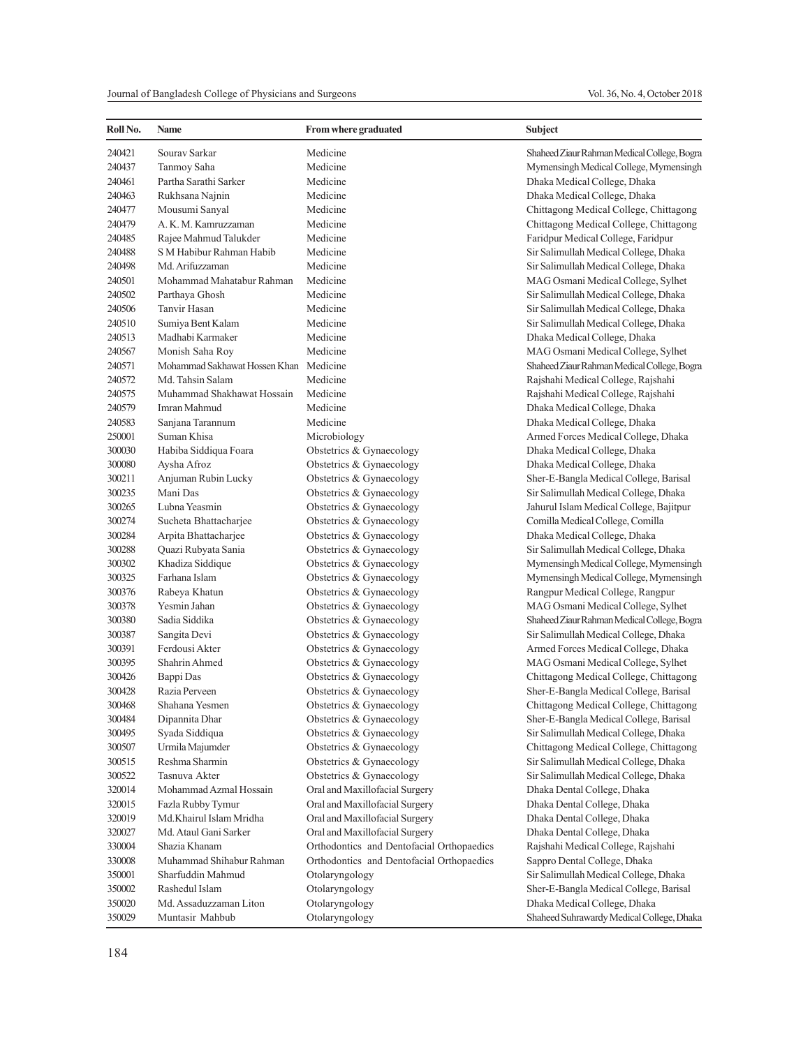| Roll No. | Name | From where graduated | Subject |
|---|---|---|---|
| 240421 | Sourav Sarkar | Medicine | Shaheed Ziaur Rahman Medical College, Bogra |
| 240437 | Tanmoy Saha | Medicine | Mymensingh Medical College, Mymensingh |
| 240461 | Partha Sarathi Sarker | Medicine | Dhaka Medical College, Dhaka |
| 240463 | Rukhsana Najnin | Medicine | Dhaka Medical College, Dhaka |
| 240477 | Mousumi Sanyal | Medicine | Chittagong Medical College, Chittagong |
| 240479 | A. K. M. Kamruzzaman | Medicine | Chittagong Medical College, Chittagong |
| 240485 | Rajee Mahmud Talukder | Medicine | Faridpur Medical College, Faridpur |
| 240488 | S M Habibur Rahman Habib | Medicine | Sir Salimullah Medical College, Dhaka |
| 240498 | Md. Arifuzzaman | Medicine | Sir Salimullah Medical College, Dhaka |
| 240501 | Mohammad Mahatabur Rahman | Medicine | MAG Osmani Medical College, Sylhet |
| 240502 | Parthaya Ghosh | Medicine | Sir Salimullah Medical College, Dhaka |
| 240506 | Tanvir Hasan | Medicine | Sir Salimullah Medical College, Dhaka |
| 240510 | Sumiya Bent Kalam | Medicine | Sir Salimullah Medical College, Dhaka |
| 240513 | Madhabi Karmaker | Medicine | Dhaka Medical College, Dhaka |
| 240567 | Monish Saha Roy | Medicine | MAG Osmani Medical College, Sylhet |
| 240571 | Mohammad Sakhawat Hossen Khan | Medicine | Shaheed Ziaur Rahman Medical College, Bogra |
| 240572 | Md. Tahsin Salam | Medicine | Rajshahi Medical College, Rajshahi |
| 240575 | Muhammad Shakhawat Hossain | Medicine | Rajshahi Medical College, Rajshahi |
| 240579 | Imran Mahmud | Medicine | Dhaka Medical College, Dhaka |
| 240583 | Sanjana Tarannum | Medicine | Dhaka Medical College, Dhaka |
| 250001 | Suman Khisa | Microbiology | Armed Forces Medical College, Dhaka |
| 300030 | Habiba Siddiqua Foara | Obstetrics & Gynaecology | Dhaka Medical College, Dhaka |
| 300080 | Aysha Afroz | Obstetrics & Gynaecology | Dhaka Medical College, Dhaka |
| 300211 | Anjuman Rubin Lucky | Obstetrics & Gynaecology | Sher-E-Bangla Medical College, Barisal |
| 300235 | Mani Das | Obstetrics & Gynaecology | Sir Salimullah Medical College, Dhaka |
| 300265 | Lubna Yeasmin | Obstetrics & Gynaecology | Jahurul Islam Medical College, Bajitpur |
| 300274 | Sucheta Bhattacharjee | Obstetrics & Gynaecology | Comilla Medical College, Comilla |
| 300284 | Arpita Bhattacharjee | Obstetrics & Gynaecology | Dhaka Medical College, Dhaka |
| 300288 | Quazi Rubyata Sania | Obstetrics & Gynaecology | Sir Salimullah Medical College, Dhaka |
| 300302 | Khadiza Siddique | Obstetrics & Gynaecology | Mymensingh Medical College, Mymensingh |
| 300325 | Farhana Islam | Obstetrics & Gynaecology | Mymensingh Medical College, Mymensingh |
| 300376 | Rabeya Khatun | Obstetrics & Gynaecology | Rangpur Medical College, Rangpur |
| 300378 | Yesmin Jahan | Obstetrics & Gynaecology | MAG Osmani Medical College, Sylhet |
| 300380 | Sadia Siddika | Obstetrics & Gynaecology | Shaheed Ziaur Rahman Medical College, Bogra |
| 300387 | Sangita Devi | Obstetrics & Gynaecology | Sir Salimullah Medical College, Dhaka |
| 300391 | Ferdousi Akter | Obstetrics & Gynaecology | Armed Forces Medical College, Dhaka |
| 300395 | Shahrin Ahmed | Obstetrics & Gynaecology | MAG Osmani Medical College, Sylhet |
| 300426 | Bappi Das | Obstetrics & Gynaecology | Chittagong Medical College, Chittagong |
| 300428 | Razia Perveen | Obstetrics & Gynaecology | Sher-E-Bangla Medical College, Barisal |
| 300468 | Shahana Yesmen | Obstetrics & Gynaecology | Chittagong Medical College, Chittagong |
| 300484 | Dipannita Dhar | Obstetrics & Gynaecology | Sher-E-Bangla Medical College, Barisal |
| 300495 | Syada Siddiqua | Obstetrics & Gynaecology | Sir Salimullah Medical College, Dhaka |
| 300507 | Urmila Majumder | Obstetrics & Gynaecology | Chittagong Medical College, Chittagong |
| 300515 | Reshma Sharmin | Obstetrics & Gynaecology | Sir Salimullah Medical College, Dhaka |
| 300522 | Tasnuva Akter | Obstetrics & Gynaecology | Sir Salimullah Medical College, Dhaka |
| 320014 | Mohammad Azmal Hossain | Oral and Maxillofacial Surgery | Dhaka Dental College, Dhaka |
| 320015 | Fazla Rubby Tymur | Oral and Maxillofacial Surgery | Dhaka Dental College, Dhaka |
| 320019 | Md.Khairul Islam Mridha | Oral and Maxillofacial Surgery | Dhaka Dental College, Dhaka |
| 320027 | Md. Ataul Gani Sarker | Oral and Maxillofacial Surgery | Dhaka Dental College, Dhaka |
| 330004 | Shazia Khanam | Orthodontics and Dentofacial Orthopaedics | Rajshahi Medical College, Rajshahi |
| 330008 | Muhammad Shihabur Rahman | Orthodontics and Dentofacial Orthopaedics | Sappro Dental College, Dhaka |
| 350001 | Sharfuddin Mahmud | Otolaryngology | Sir Salimullah Medical College, Dhaka |
| 350002 | Rashedul Islam | Otolaryngology | Sher-E-Bangla Medical College, Barisal |
| 350020 | Md. Assaduzzaman Liton | Otolaryngology | Dhaka Medical College, Dhaka |
| 350029 | Muntasir Mahbub | Otolaryngology | Shaheed Suhrawardy Medical College, Dhaka |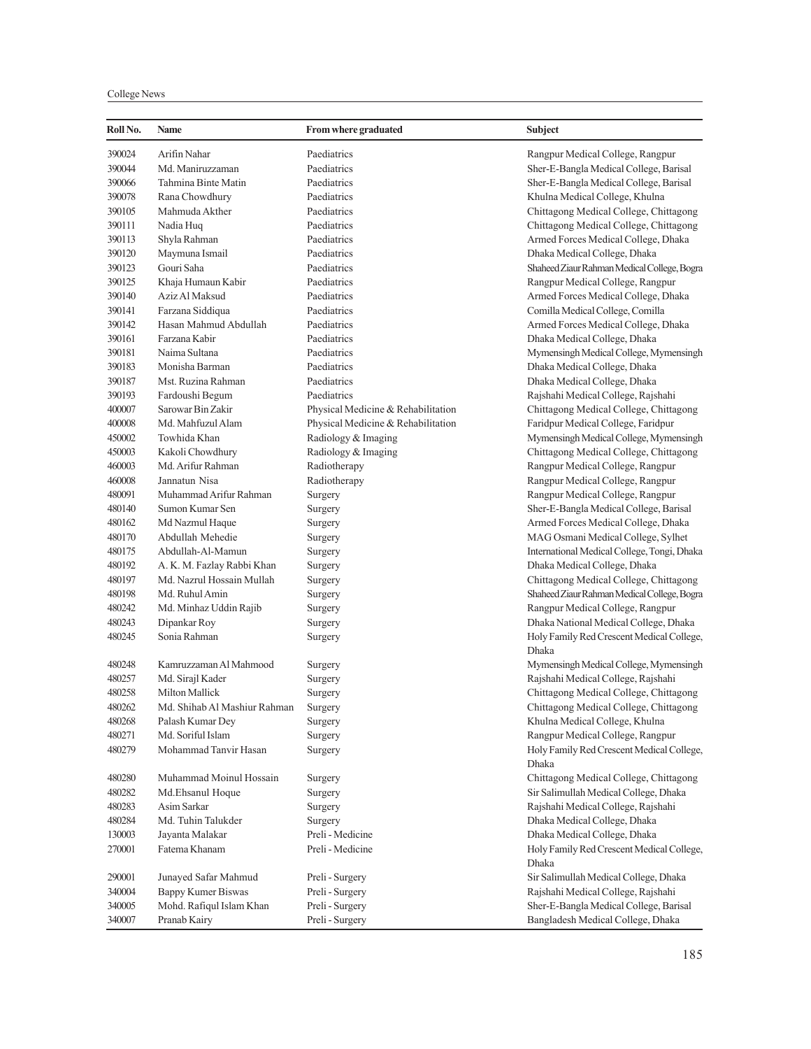| Roll No. | Name | From where graduated | Subject |
|---|---|---|---|
| 390024 | Arifin Nahar | Paediatrics | Rangpur Medical College, Rangpur |
| 390044 | Md. Maniruzzaman | Paediatrics | Sher-E-Bangla Medical College, Barisal |
| 390066 | Tahmina Binte Matin | Paediatrics | Sher-E-Bangla Medical College, Barisal |
| 390078 | Rana Chowdhury | Paediatrics | Khulna Medical College, Khulna |
| 390105 | Mahmuda Akther | Paediatrics | Chittagong Medical College, Chittagong |
| 390111 | Nadia Huq | Paediatrics | Chittagong Medical College, Chittagong |
| 390113 | Shyla Rahman | Paediatrics | Armed Forces Medical College, Dhaka |
| 390120 | Maymuna Ismail | Paediatrics | Dhaka Medical College, Dhaka |
| 390123 | Gouri Saha | Paediatrics | Shaheed Ziaur Rahman Medical College, Bogra |
| 390125 | Khaja Humaun Kabir | Paediatrics | Rangpur Medical College, Rangpur |
| 390140 | Aziz Al Maksud | Paediatrics | Armed Forces Medical College, Dhaka |
| 390141 | Farzana Siddiqua | Paediatrics | Comilla Medical College, Comilla |
| 390142 | Hasan Mahmud Abdullah | Paediatrics | Armed Forces Medical College, Dhaka |
| 390161 | Farzana Kabir | Paediatrics | Dhaka Medical College, Dhaka |
| 390181 | Naima Sultana | Paediatrics | Mymensingh Medical College, Mymensingh |
| 390183 | Monisha Barman | Paediatrics | Dhaka Medical College, Dhaka |
| 390187 | Mst. Ruzina Rahman | Paediatrics | Dhaka Medical College, Dhaka |
| 390193 | Fardoushi Begum | Paediatrics | Rajshahi Medical College, Rajshahi |
| 400007 | Sarowar Bin Zakir | Physical Medicine & Rehabilitation | Chittagong Medical College, Chittagong |
| 400008 | Md. Mahfuzul Alam | Physical Medicine & Rehabilitation | Faridpur Medical College, Faridpur |
| 450002 | Towhida Khan | Radiology & Imaging | Mymensingh Medical College, Mymensingh |
| 450003 | Kakoli Chowdhury | Radiology & Imaging | Chittagong Medical College, Chittagong |
| 460003 | Md. Arifur Rahman | Radiotherapy | Rangpur Medical College, Rangpur |
| 460008 | Jannatun Nisa | Radiotherapy | Rangpur Medical College, Rangpur |
| 480091 | Muhammad Arifur Rahman | Surgery | Rangpur Medical College, Rangpur |
| 480140 | Sumon Kumar Sen | Surgery | Sher-E-Bangla Medical College, Barisal |
| 480162 | Md Nazmul Haque | Surgery | Armed Forces Medical College, Dhaka |
| 480170 | Abdullah Mehedie | Surgery | MAG Osmani Medical College, Sylhet |
| 480175 | Abdullah-Al-Mamun | Surgery | International Medical College, Tongi, Dhaka |
| 480192 | A. K. M. Fazlay Rabbi Khan | Surgery | Dhaka Medical College, Dhaka |
| 480197 | Md. Nazrul Hossain Mullah | Surgery | Chittagong Medical College, Chittagong |
| 480198 | Md. Ruhul Amin | Surgery | Shaheed Ziaur Rahman Medical College, Bogra |
| 480242 | Md. Minhaz Uddin Rajib | Surgery | Rangpur Medical College, Rangpur |
| 480243 | Dipankar Roy | Surgery | Dhaka National Medical College, Dhaka |
| 480245 | Sonia Rahman | Surgery | Holy Family Red Crescent Medical College, Dhaka |
| 480248 | Kamruzzaman Al Mahmood | Surgery | Mymensingh Medical College, Mymensingh |
| 480257 | Md. Sirajl Kader | Surgery | Rajshahi Medical College, Rajshahi |
| 480258 | Milton Mallick | Surgery | Chittagong Medical College, Chittagong |
| 480262 | Md. Shihab Al Mashiur Rahman | Surgery | Chittagong Medical College, Chittagong |
| 480268 | Palash Kumar Dey | Surgery | Khulna Medical College, Khulna |
| 480271 | Md. Soriful Islam | Surgery | Rangpur Medical College, Rangpur |
| 480279 | Mohammad Tanvir Hasan | Surgery | Holy Family Red Crescent Medical College, Dhaka |
| 480280 | Muhammad Moinul Hossain | Surgery | Chittagong Medical College, Chittagong |
| 480282 | Md.Ehsanul Hoque | Surgery | Sir Salimullah Medical College, Dhaka |
| 480283 | Asim Sarkar | Surgery | Rajshahi Medical College, Rajshahi |
| 480284 | Md. Tuhin Talukder | Surgery | Dhaka Medical College, Dhaka |
| 130003 | Jayanta Malakar | Preli - Medicine | Dhaka Medical College, Dhaka |
| 270001 | Fatema Khanam | Preli - Medicine | Holy Family Red Crescent Medical College, Dhaka |
| 290001 | Junayed Safar Mahmud | Preli - Surgery | Sir Salimullah Medical College, Dhaka |
| 340004 | Bappy Kumer Biswas | Preli - Surgery | Rajshahi Medical College, Rajshahi |
| 340005 | Mohd. Rafiqul Islam Khan | Preli - Surgery | Sher-E-Bangla Medical College, Barisal |
| 340007 | Pranab Kairy | Preli - Surgery | Bangladesh Medical College, Dhaka |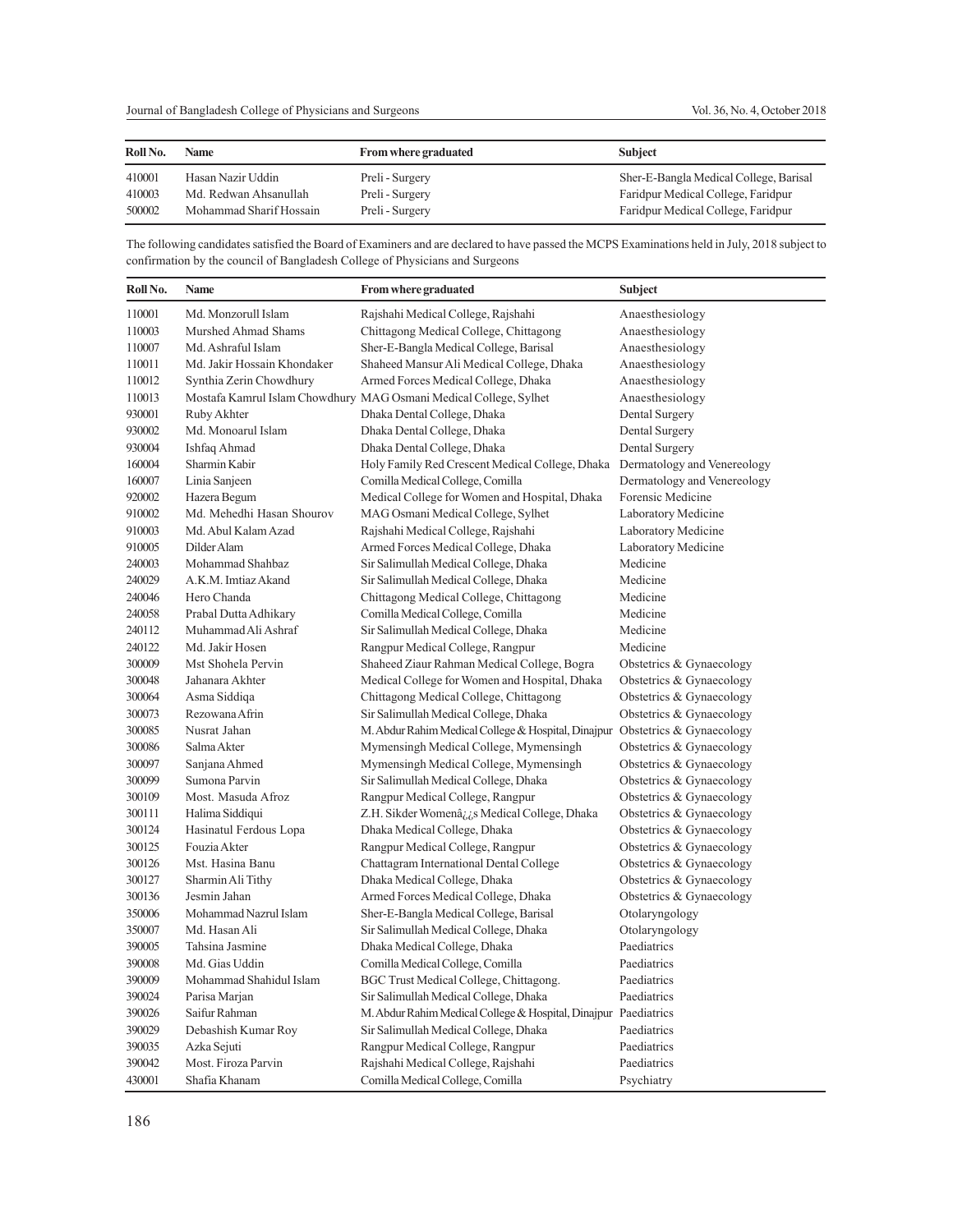| Roll No. | Name | From where graduated | Subject |
|---|---|---|---|
| 410001 | Hasan Nazir Uddin | Preli - Surgery | Sher-E-Bangla Medical College, Barisal |
| 410003 | Md. Redwan Ahsanullah | Preli - Surgery | Faridpur Medical College, Faridpur |
| 500002 | Mohammad Sharif Hossain | Preli - Surgery | Faridpur Medical College, Faridpur |

The following candidates satisfied the Board of Examiners and are declared to have passed the MCPS Examinations held in July, 2018 subject to confirmation by the council of Bangladesh College of Physicians and Surgeons

| Roll No. | Name | From where graduated | Subject |
|---|---|---|---|
| 110001 | Md. Monzorull Islam | Rajshahi Medical College, Rajshahi | Anaesthesiology |
| 110003 | Murshed Ahmad Shams | Chittagong Medical College, Chittagong | Anaesthesiology |
| 110007 | Md. Ashraful Islam | Sher-E-Bangla Medical College, Barisal | Anaesthesiology |
| 110011 | Md. Jakir Hossain Khondaker | Shaheed Mansur Ali Medical College, Dhaka | Anaesthesiology |
| 110012 | Synthia Zerin Chowdhury | Armed Forces Medical College, Dhaka | Anaesthesiology |
| 110013 | Mostafa Kamrul Islam Chowdhury | MAG Osmani Medical College, Sylhet | Anaesthesiology |
| 930001 | Ruby Akhter | Dhaka Dental College, Dhaka | Dental Surgery |
| 930002 | Md. Monoarul Islam | Dhaka Dental College, Dhaka | Dental Surgery |
| 930004 | Ishfaq Ahmad | Dhaka Dental College, Dhaka | Dental Surgery |
| 160004 | Sharmin Kabir | Holy Family Red Crescent Medical College, Dhaka | Dermatology and Venereology |
| 160007 | Linia Sanjeen | Comilla Medical College, Comilla | Dermatology and Venereology |
| 920002 | Hazera Begum | Medical College for Women and Hospital, Dhaka | Forensic Medicine |
| 910002 | Md. Mehedhi Hasan Shourov | MAG Osmani Medical College, Sylhet | Laboratory Medicine |
| 910003 | Md. Abul Kalam Azad | Rajshahi Medical College, Rajshahi | Laboratory Medicine |
| 910005 | Dilder Alam | Armed Forces Medical College, Dhaka | Laboratory Medicine |
| 240003 | Mohammad Shahbaz | Sir Salimullah Medical College, Dhaka | Medicine |
| 240029 | A.K.M. Imtiaz Akand | Sir Salimullah Medical College, Dhaka | Medicine |
| 240046 | Hero Chanda | Chittagong Medical College, Chittagong | Medicine |
| 240058 | Prabal Dutta Adhikary | Comilla Medical College, Comilla | Medicine |
| 240112 | Muhammad Ali Ashraf | Sir Salimullah Medical College, Dhaka | Medicine |
| 240122 | Md. Jakir Hosen | Rangpur Medical College, Rangpur | Medicine |
| 300009 | Mst Shohela Pervin | Shaheed Ziaur Rahman Medical College, Bogra | Obstetrics & Gynaecology |
| 300048 | Jahanara Akhter | Medical College for Women and Hospital, Dhaka | Obstetrics & Gynaecology |
| 300064 | Asma Siddiqa | Chittagong Medical College, Chittagong | Obstetrics & Gynaecology |
| 300073 | Rezowana Afrin | Sir Salimullah Medical College, Dhaka | Obstetrics & Gynaecology |
| 300085 | Nusrat Jahan | M. Abdur Rahim Medical College & Hospital, Dinajpur | Obstetrics & Gynaecology |
| 300086 | Salma Akter | Mymensingh Medical College, Mymensingh | Obstetrics & Gynaecology |
| 300097 | Sanjana Ahmed | Mymensingh Medical College, Mymensingh | Obstetrics & Gynaecology |
| 300099 | Sumona Parvin | Sir Salimullah Medical College, Dhaka | Obstetrics & Gynaecology |
| 300109 | Most. Masuda Afroz | Rangpur Medical College, Rangpur | Obstetrics & Gynaecology |
| 300111 | Halima Siddiqui | Z.H. Sikder Womenâ¿¿s Medical College, Dhaka | Obstetrics & Gynaecology |
| 300124 | Hasinatul Ferdous Lopa | Dhaka Medical College, Dhaka | Obstetrics & Gynaecology |
| 300125 | Fouzia Akter | Rangpur Medical College, Rangpur | Obstetrics & Gynaecology |
| 300126 | Mst. Hasina Banu | Chattagram International Dental College | Obstetrics & Gynaecology |
| 300127 | Sharmin Ali Tithy | Dhaka Medical College, Dhaka | Obstetrics & Gynaecology |
| 300136 | Jesmin Jahan | Armed Forces Medical College, Dhaka | Obstetrics & Gynaecology |
| 350006 | Mohammad Nazrul Islam | Sher-E-Bangla Medical College, Barisal | Otolaryngology |
| 350007 | Md. Hasan Ali | Sir Salimullah Medical College, Dhaka | Otolaryngology |
| 390005 | Tahsina Jasmine | Dhaka Medical College, Dhaka | Paediatrics |
| 390008 | Md. Gias Uddin | Comilla Medical College, Comilla | Paediatrics |
| 390009 | Mohammad Shahidul Islam | BGC Trust Medical College, Chittagong. | Paediatrics |
| 390024 | Parisa Marjan | Sir Salimullah Medical College, Dhaka | Paediatrics |
| 390026 | Saifur Rahman | M. Abdur Rahim Medical College & Hospital, Dinajpur | Paediatrics |
| 390029 | Debashish Kumar Roy | Sir Salimullah Medical College, Dhaka | Paediatrics |
| 390035 | Azka Sejuti | Rangpur Medical College, Rangpur | Paediatrics |
| 390042 | Most. Firoza Parvin | Rajshahi Medical College, Rajshahi | Paediatrics |
| 430001 | Shafia Khanam | Comilla Medical College, Comilla | Psychiatry |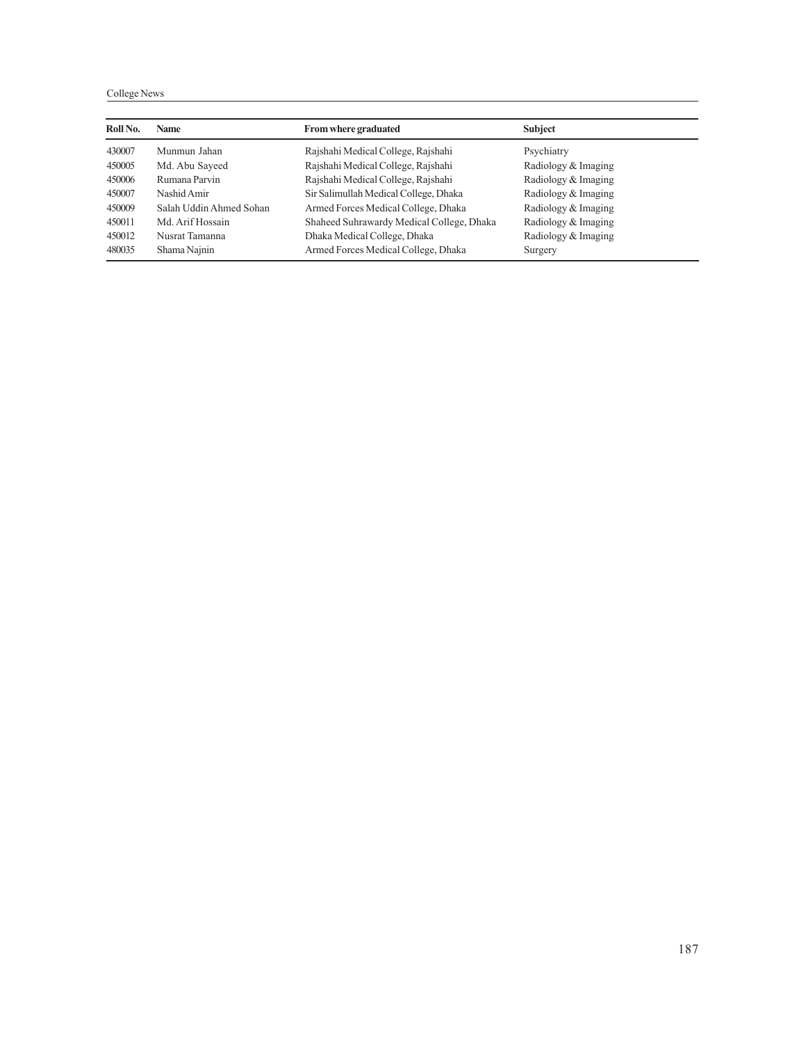| Roll No. | Name | From where graduated | Subject |
|---|---|---|---|
| 430007 | Munmun Jahan | Rajshahi Medical College, Rajshahi | Psychiatry |
| 450005 | Md. Abu Sayeed | Rajshahi Medical College, Rajshahi | Radiology & Imaging |
| 450006 | Rumana Parvin | Rajshahi Medical College, Rajshahi | Radiology & Imaging |
| 450007 | Nashid Amir | Sir Salimullah Medical College, Dhaka | Radiology & Imaging |
| 450009 | Salah Uddin Ahmed Sohan | Armed Forces Medical College, Dhaka | Radiology & Imaging |
| 450011 | Md. Arif Hossain | Shaheed Suhrawardy Medical College, Dhaka | Radiology & Imaging |
| 450012 | Nusrat Tamanna | Dhaka Medical College, Dhaka | Radiology & Imaging |
| 480035 | Shama Najnin | Armed Forces Medical College, Dhaka | Surgery |